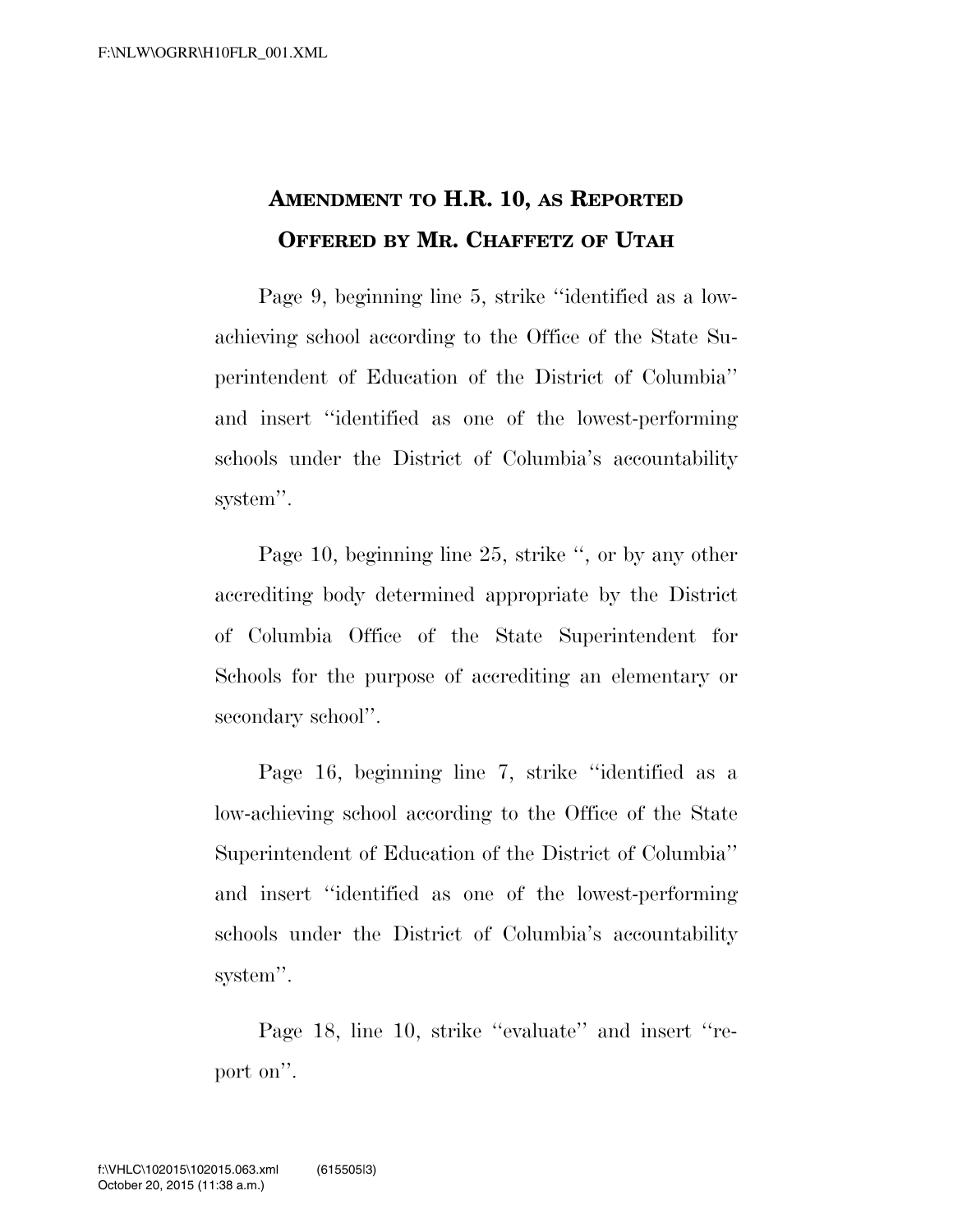# AMENDMENT TO H.R. 10, AS REPORTED OFFERED BY MR. CHAFFETZ OF UTAH

Page 9, beginning line 5, strike "identified as a low-achieving school according to the Office of the State Superintendent of Education of the District of Columbia" and insert "identified as one of the lowest-performing schools under the District of Columbia's accountability system".

Page 10, beginning line 25, strike ", or by any other accrediting body determined appropriate by the District of Columbia Office of the State Superintendent for Schools for the purpose of accrediting an elementary or secondary school".

Page 16, beginning line 7, strike "identified as a low-achieving school according to the Office of the State Superintendent of Education of the District of Columbia" and insert "identified as one of the lowest-performing schools under the District of Columbia's accountability system".

Page 18, line 10, strike "evaluate" and insert "report on".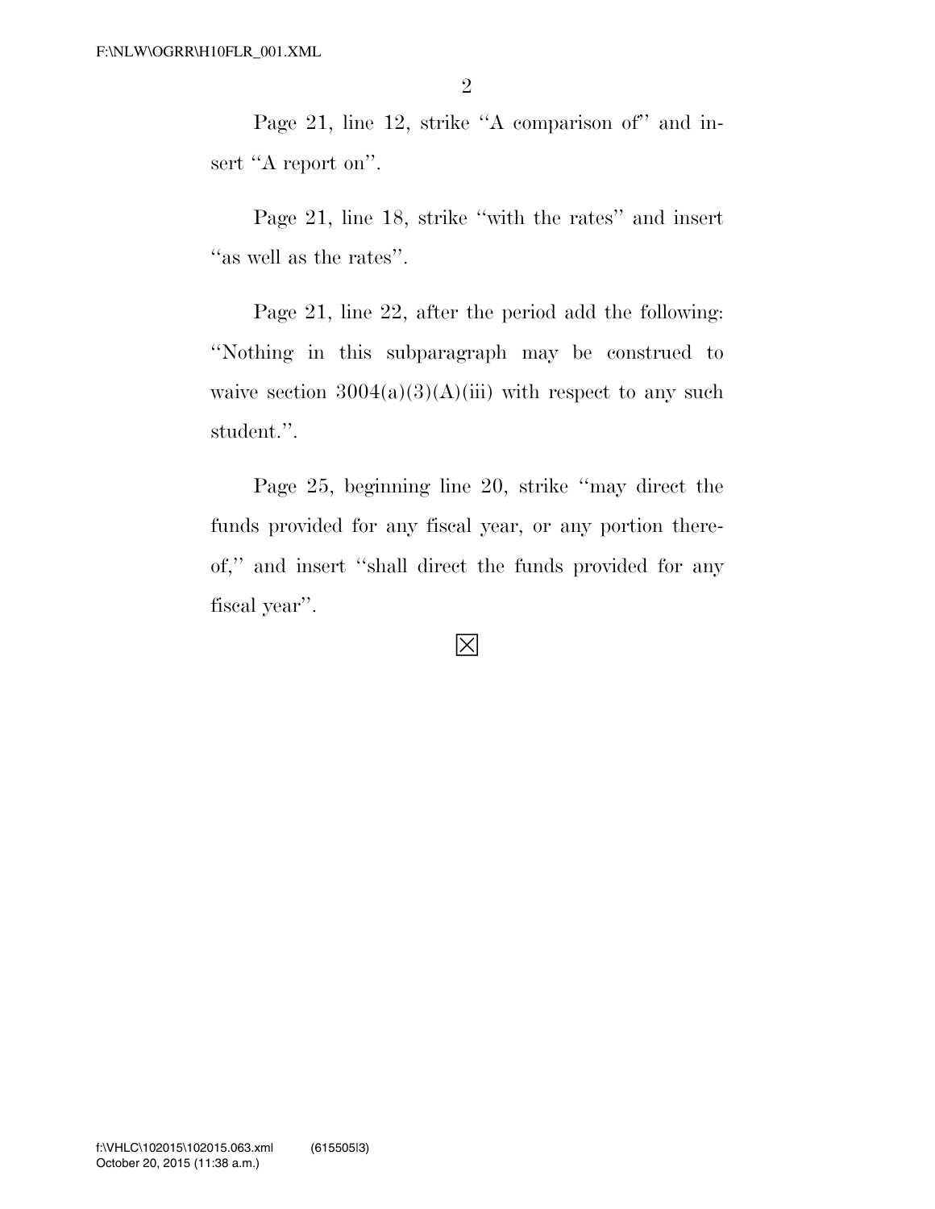Page 21, line 12, strike ''A comparison of'' and insert ''A report on''.

Page 21, line 18, strike ''with the rates'' and insert ''as well as the rates''.

Page 21, line 22, after the period add the following: ''Nothing in this subparagraph may be construed to waive section 3004(a)(3)(A)(iii) with respect to any such student.''.

Page 25, beginning line 20, strike ''may direct the funds provided for any fiscal year, or any portion thereof,'' and insert ''shall direct the funds provided for any fiscal year''.

☒